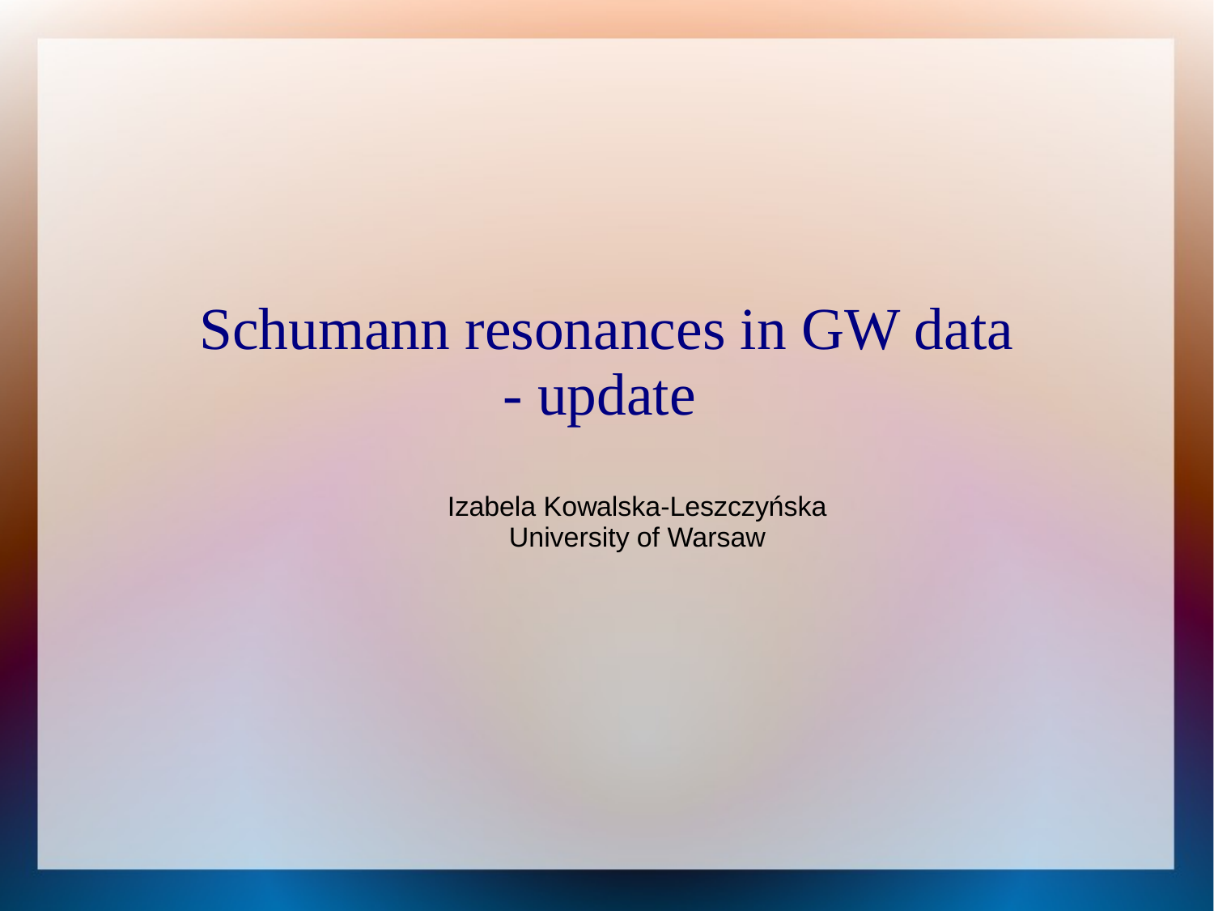# Schumann resonances in GW data - update

Izabela Kowalska-Leszczyńska
University of Warsaw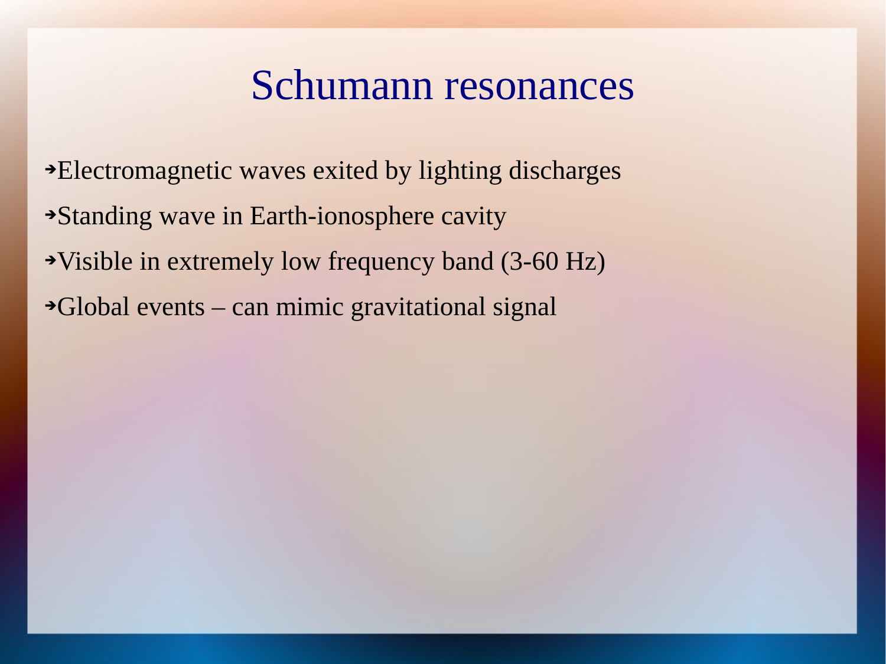# Schumann resonances

- Electromagnetic waves exited by lighting discharges
- Standing wave in Earth-ionosphere cavity
- Visible in extremely low frequency band (3-60 Hz)
- Global events – can mimic gravitational signal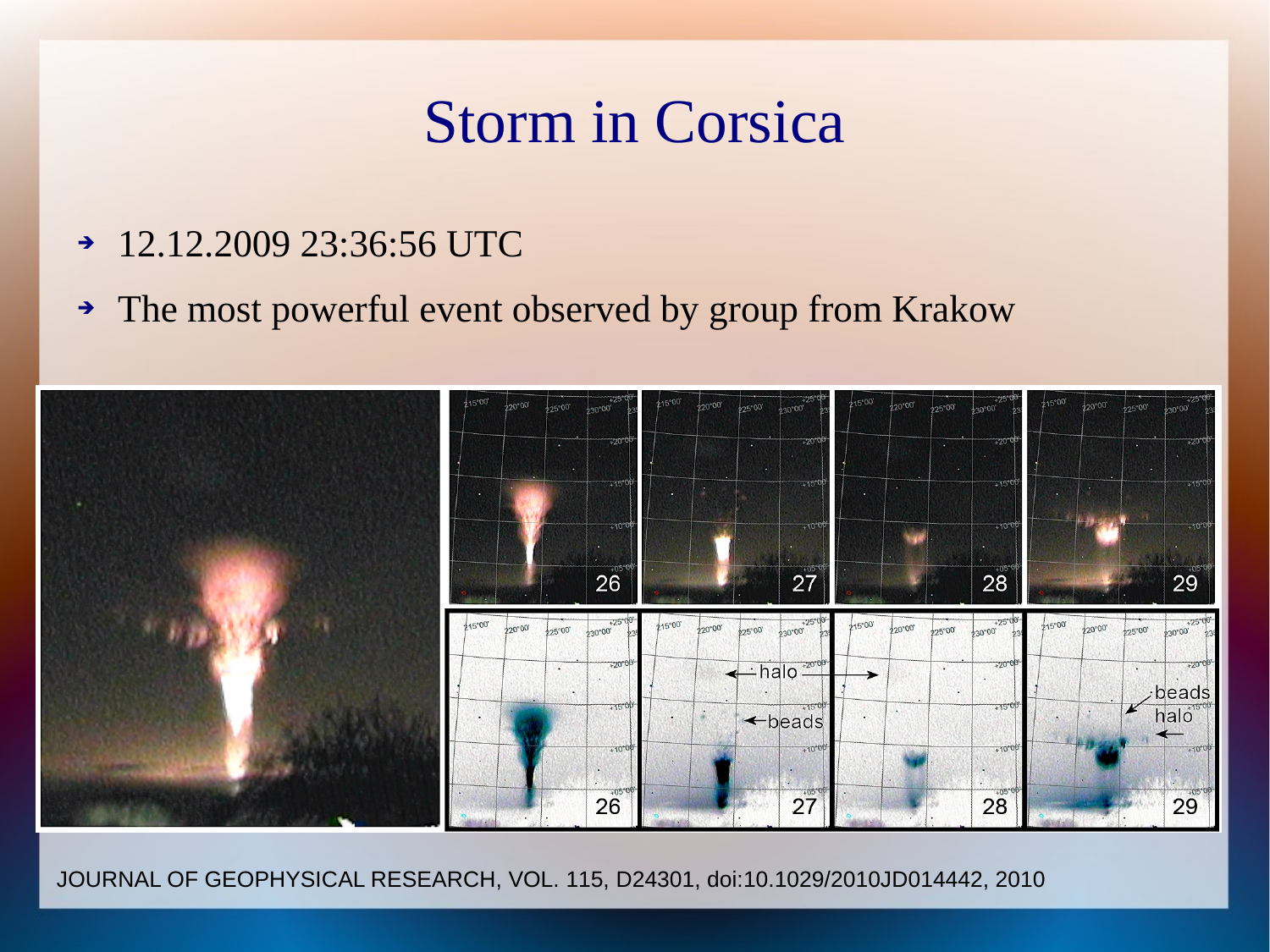# Storm in Corsica

- 12.12.2009 23:36:56 UTC
- The most powerful event observed by group from Krakow

JOURNAL OF GEOPHYSICAL RESEARCH, VOL. 115, D24301, doi:10.1029/2010JD014442, 2010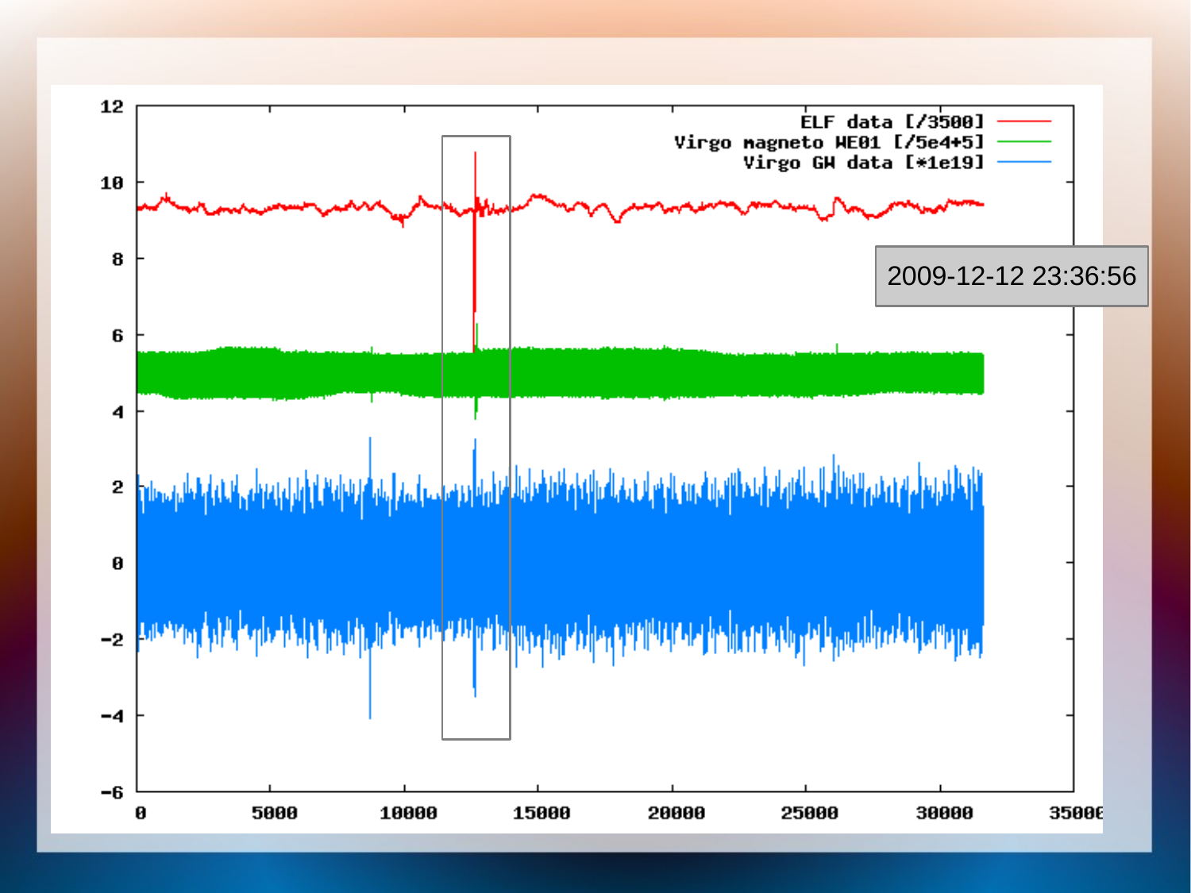ELF data [/3500]

Virgo magneto WE01 [/5e4+5]

Virgo GW data [*1e19]

2009-12-12 23:36:56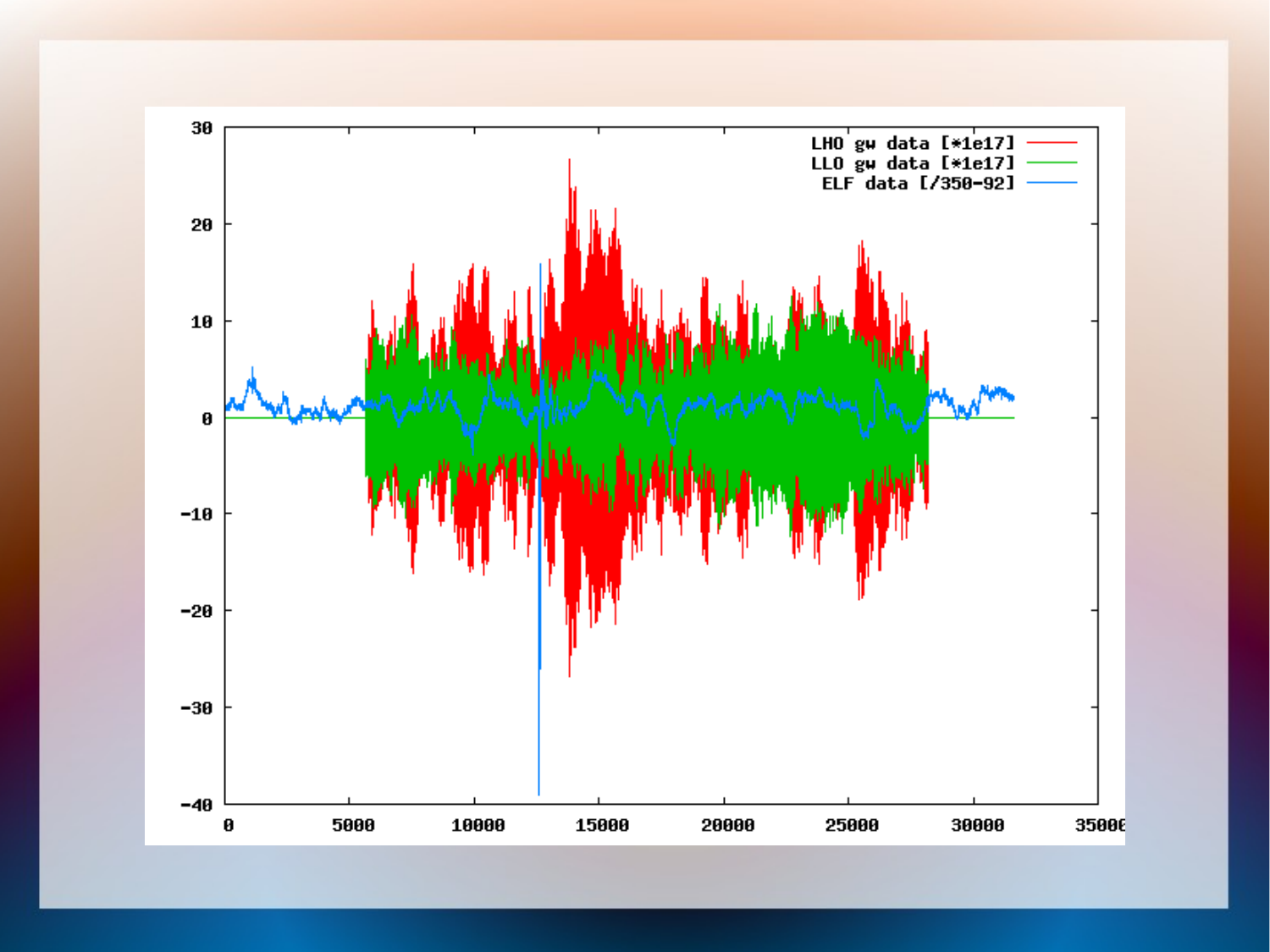LHO gw data [*1e17]
LLO gw data [*1e17]
ELF data [/350-92]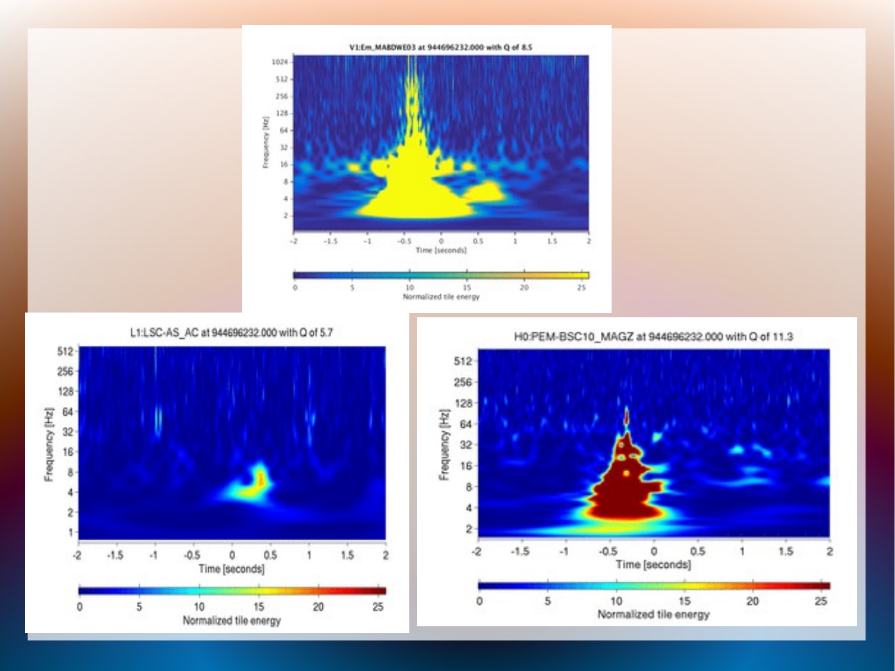V1:Em_MABDWE03 at 944696232.000 with Q of 8.5

L1:LSC-AS_AC at 944696232.000 with Q of 5.7

H0:PEM-BSC10_MAGZ at 944696232.000 with Q of 11.3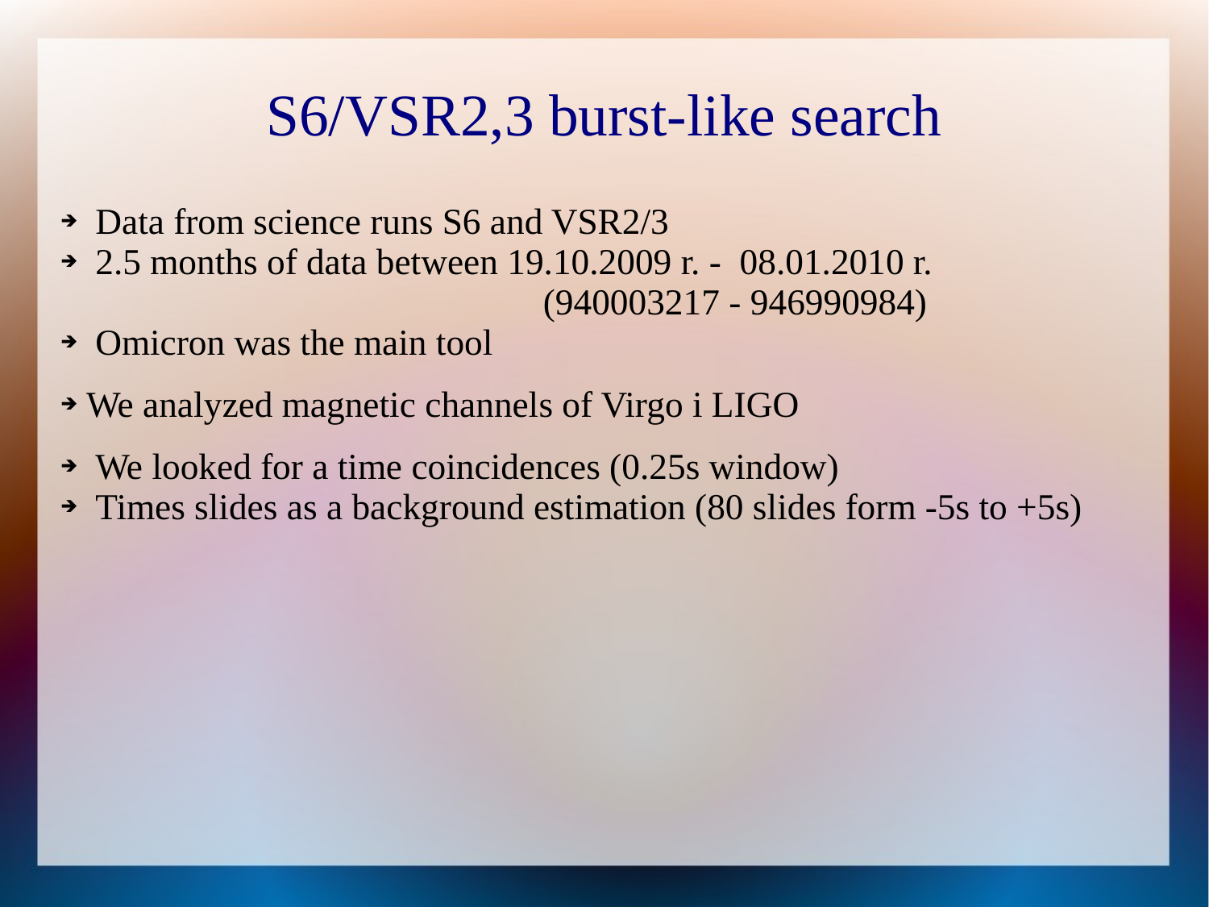# S6/VSR2,3 burst-like search

- Data from science runs S6 and VSR2/3
- 2.5 months of data between 19.10.2009 r. - 08.01.2010 r. (940003217 - 946990984)
- Omicron was the main tool
- We analyzed magnetic channels of Virgo i LIGO
- We looked for a time coincidences (0.25s window)
- Times slides as a background estimation (80 slides form -5s to +5s)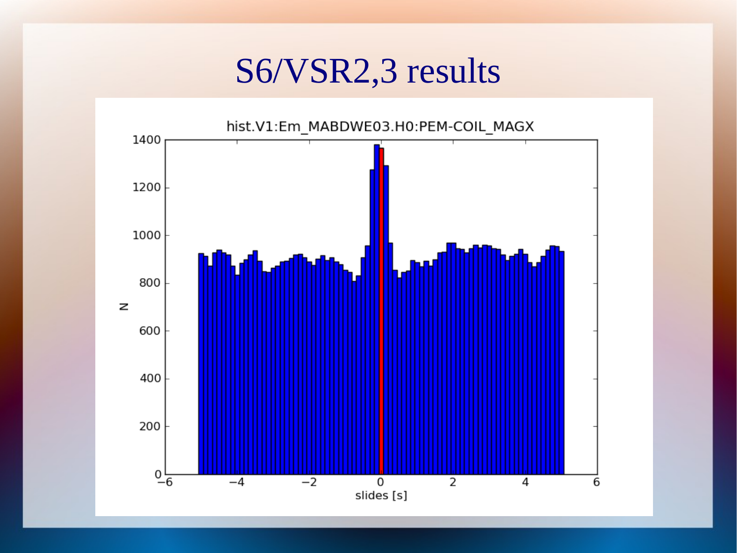# S6/VSR2,3 results

hist.V1:Em_MABDWE03.H0:PEM-COIL_MAGX

N

slides [s]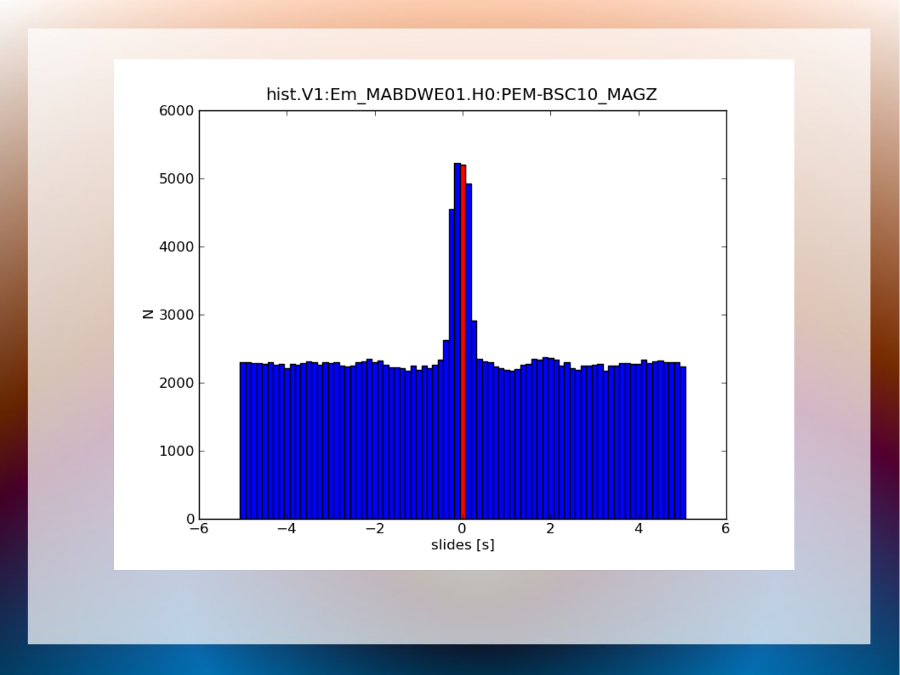hist.V1:Em_MABDWE01.H0:PEM-BSC10_MAGZ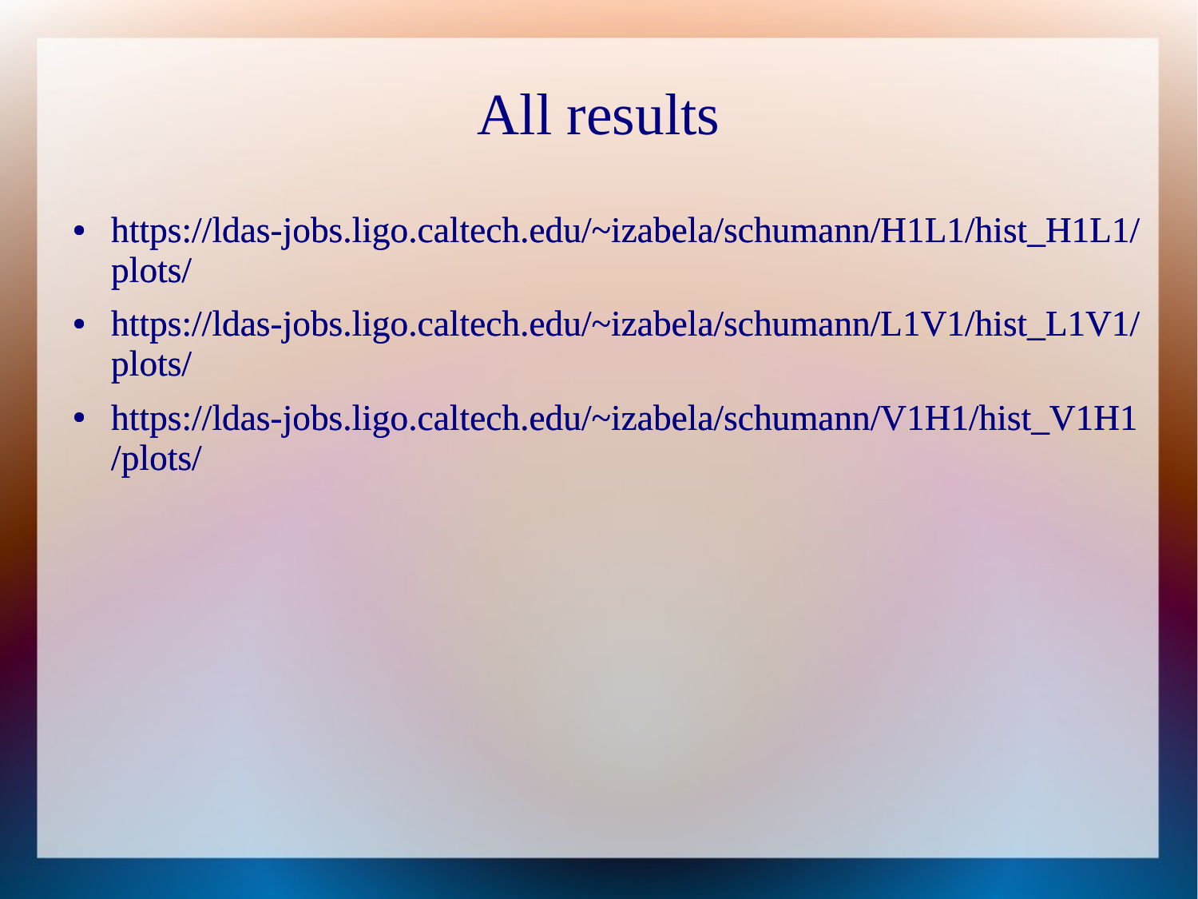# All results

- https://ldas-jobs.ligo.caltech.edu/~izabela/schumann/H1L1/hist_H1L1/plots/
- https://ldas-jobs.ligo.caltech.edu/~izabela/schumann/L1V1/hist_L1V1/plots/
- https://ldas-jobs.ligo.caltech.edu/~izabela/schumann/V1H1/hist_V1H1/plots/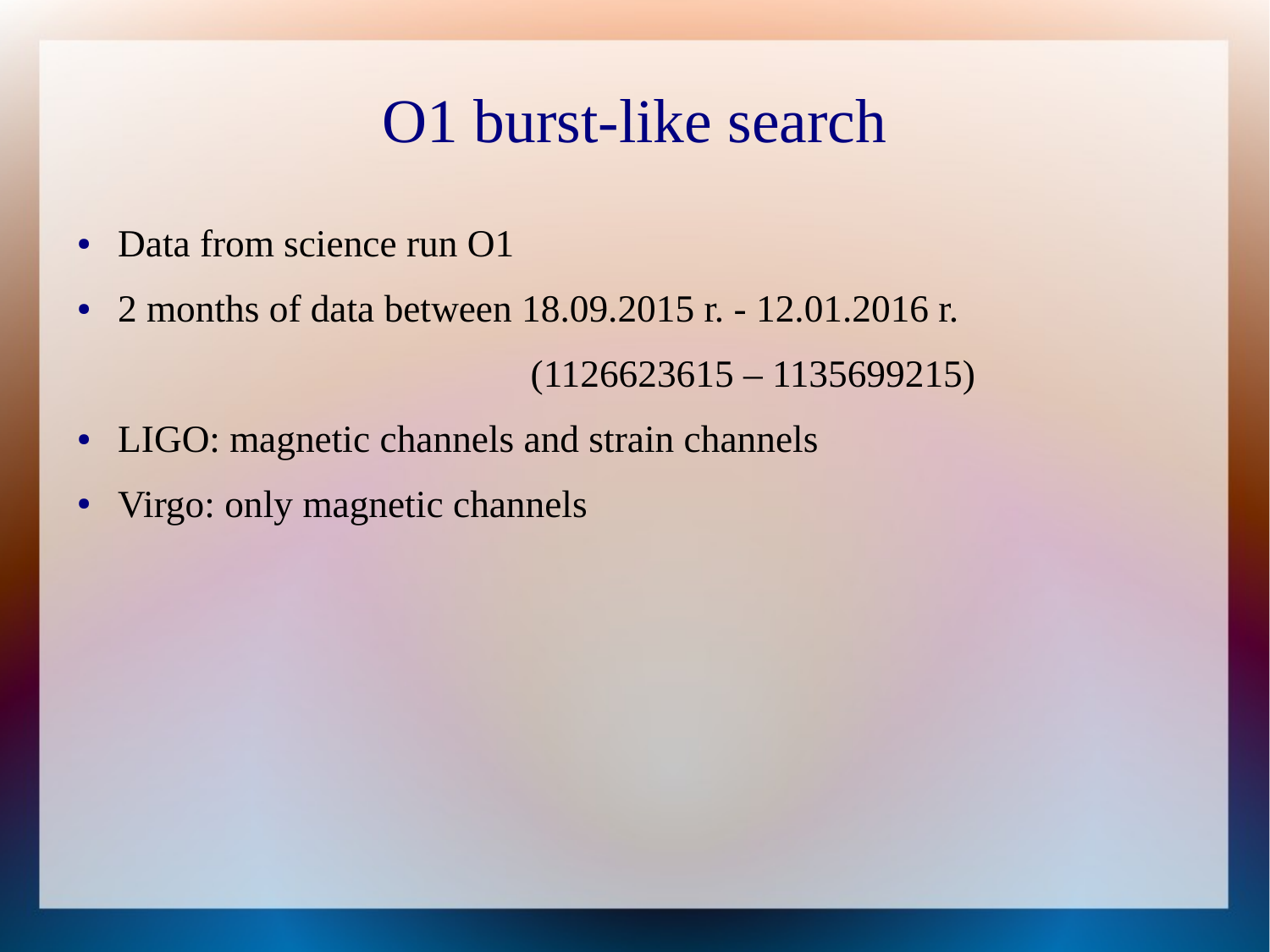# O1 burst-like search

- Data from science run O1
- 2 months of data between 18.09.2015 r. - 12.01.2016 r.

  (1126623615 – 1135699215)
- LIGO: magnetic channels and strain channels
- Virgo: only magnetic channels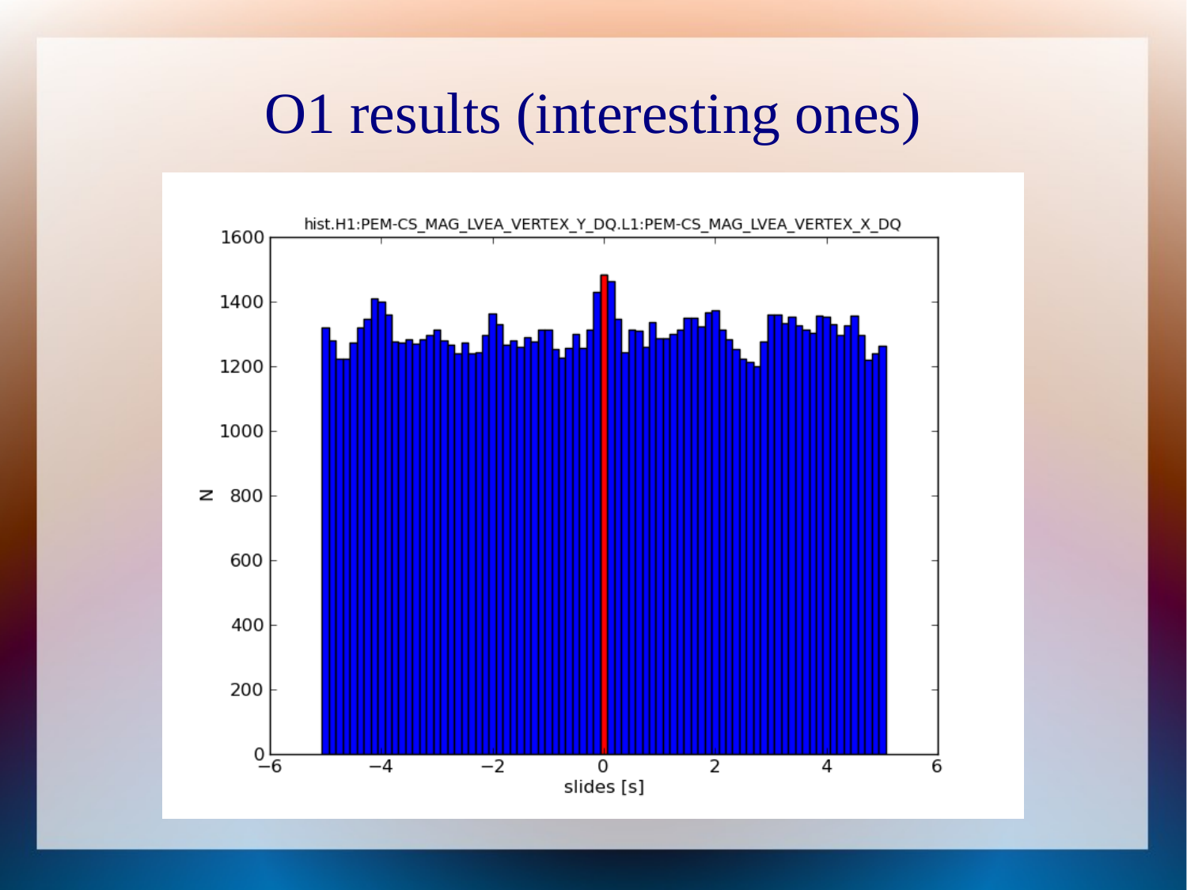# O1 results (interesting ones)

hist.H1:PEM-CS_MAG_LVEA_VERTEX_Y_DQ.L1:PEM-CS_MAG_LVEA_VERTEX_X_DQ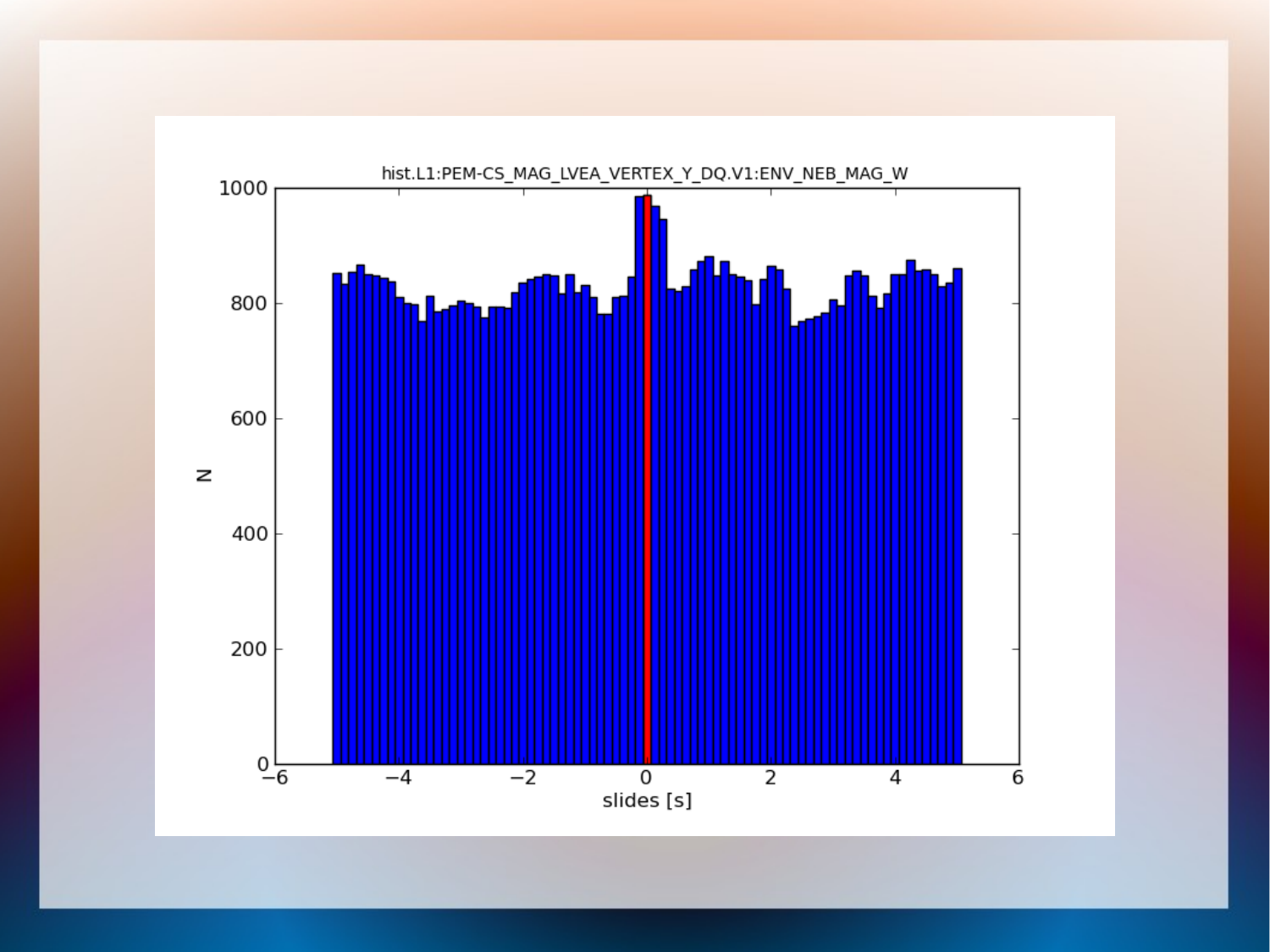hist.L1:PEM-CS_MAG_LVEA_VERTEX_Y_DQ.V1:ENV_NEB_MAG_W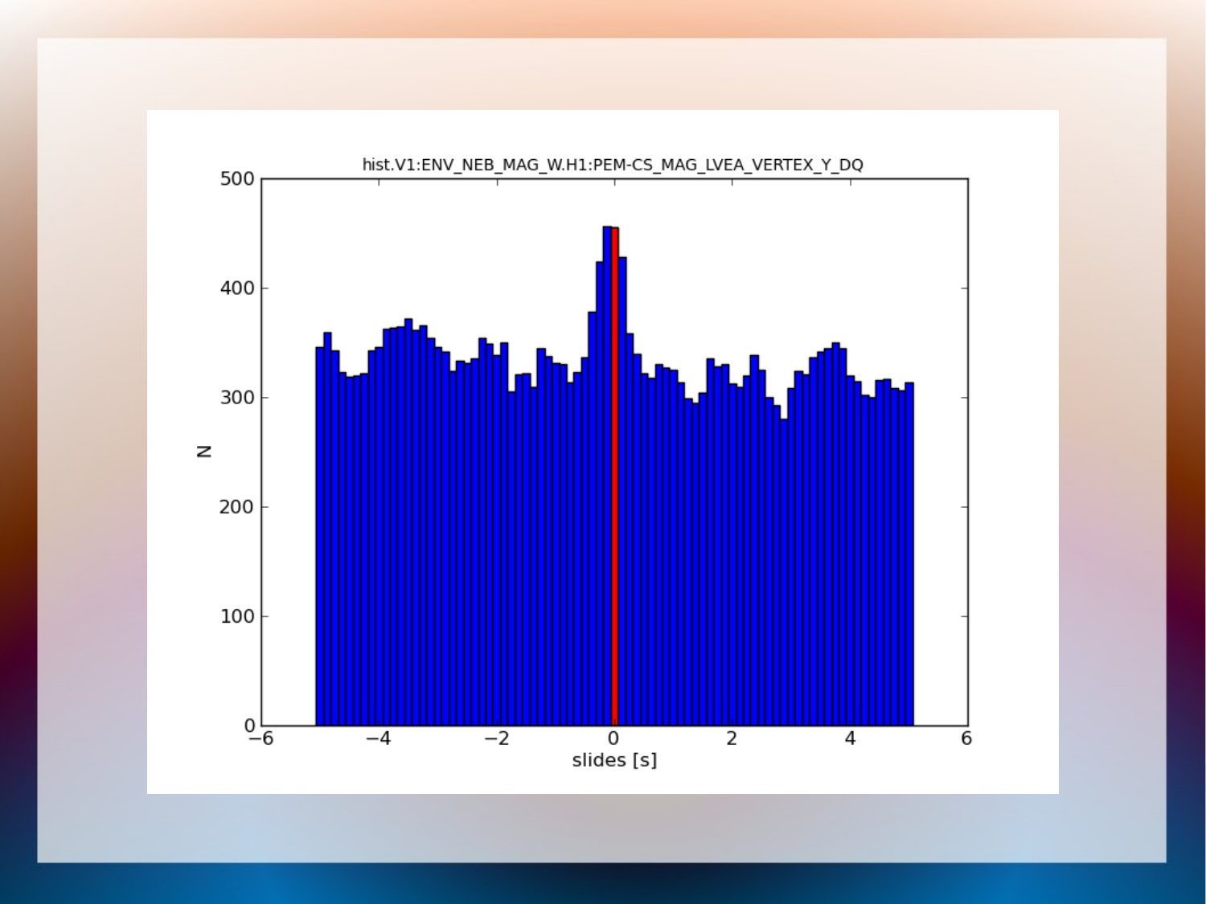hist.V1:ENV_NEB_MAG_W.H1:PEM-CS_MAG_LVEA_VERTEX_Y_DQ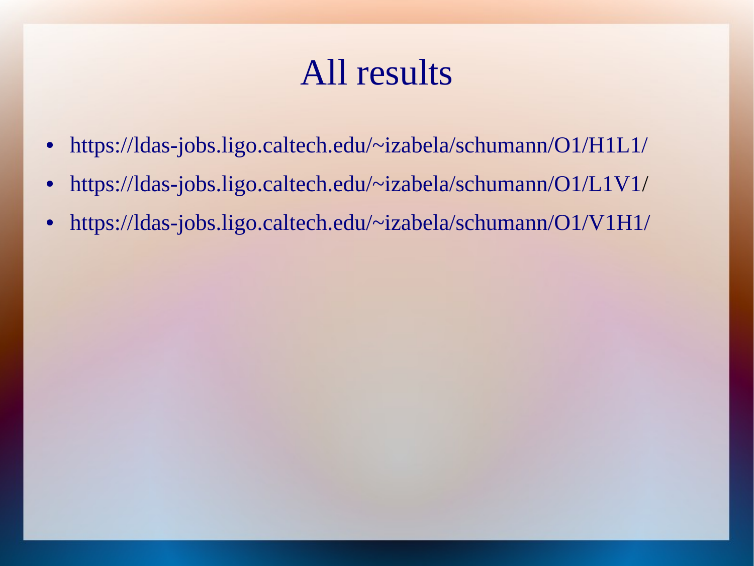# All results

- https://ldas-jobs.ligo.caltech.edu/~izabela/schumann/O1/H1L1/
- https://ldas-jobs.ligo.caltech.edu/~izabela/schumann/O1/L1V1/
- https://ldas-jobs.ligo.caltech.edu/~izabela/schumann/O1/V1H1/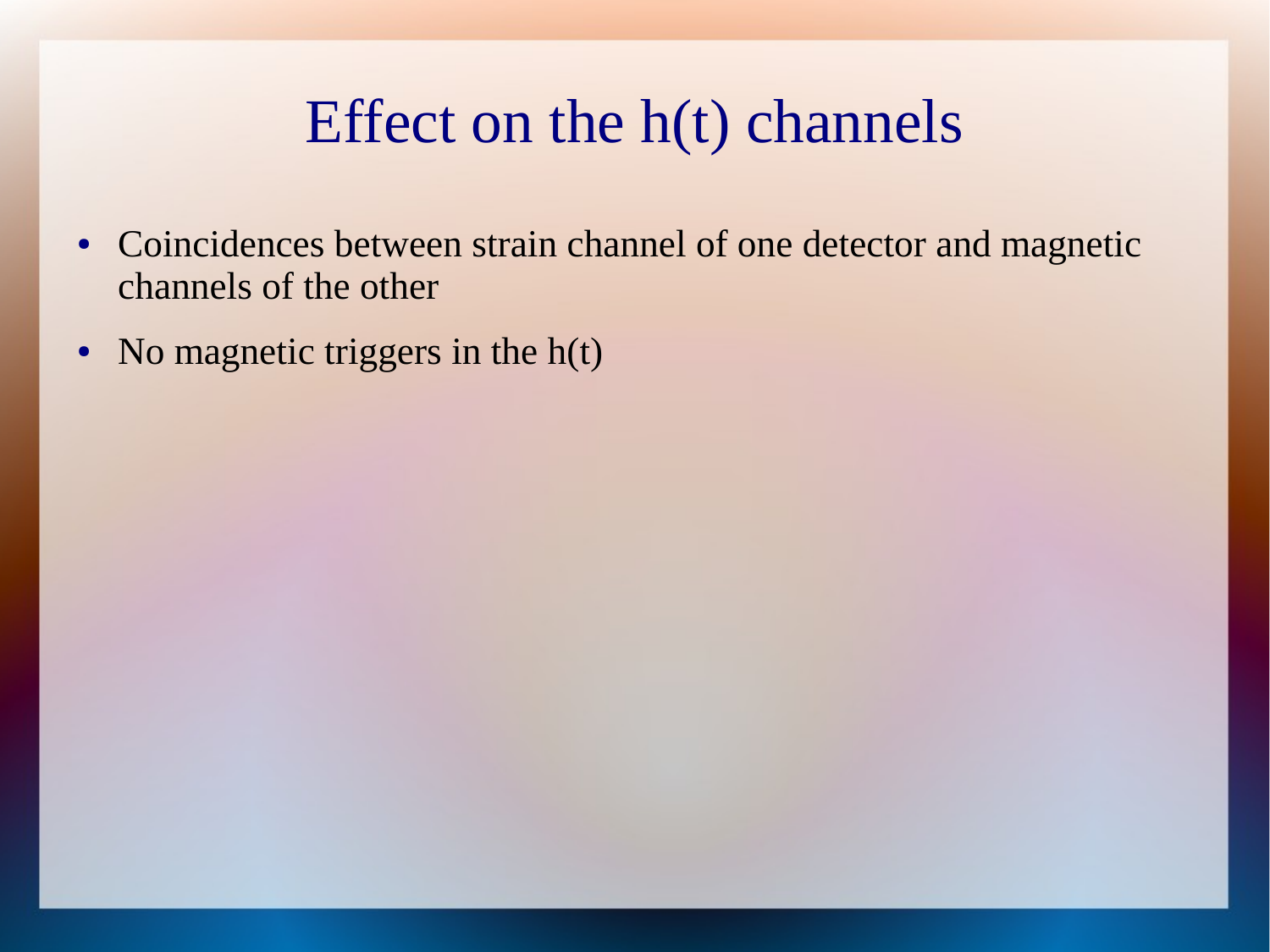# Effect on the h(t) channels

- Coincidences between strain channel of one detector and magnetic channels of the other
- No magnetic triggers in the h(t)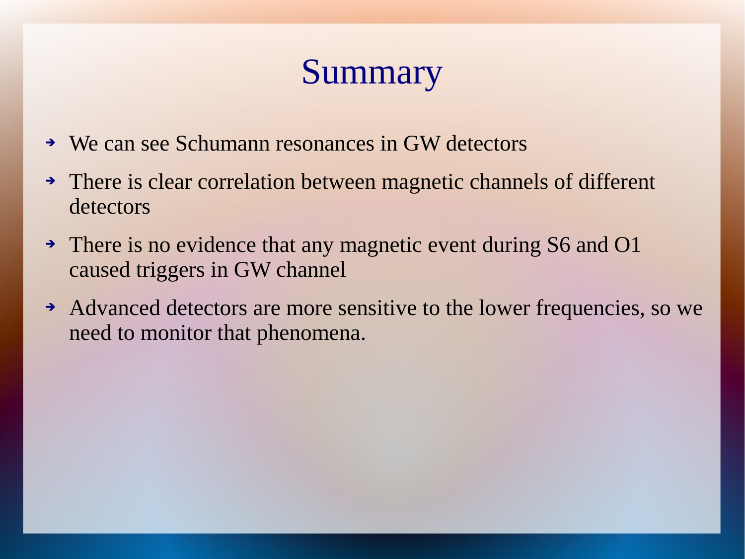# Summary

- We can see Schumann resonances in GW detectors
- There is clear correlation between magnetic channels of different detectors
- There is no evidence that any magnetic event during S6 and O1 caused triggers in GW channel
- Advanced detectors are more sensitive to the lower frequencies, so we need to monitor that phenomena.